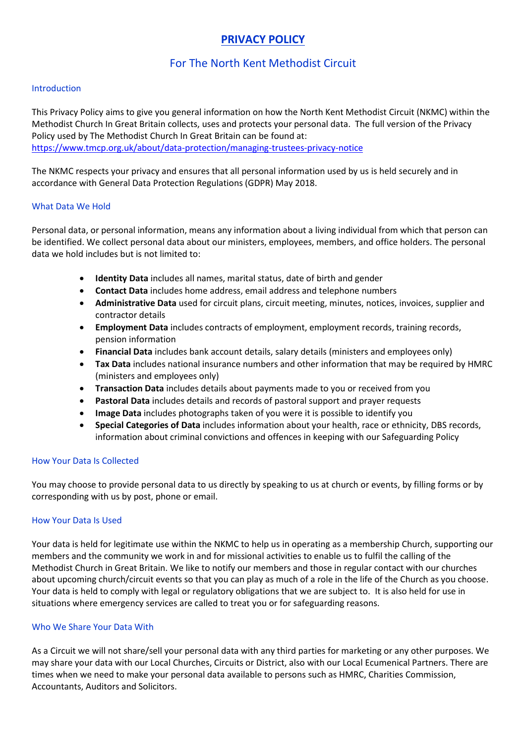# PRIVACY POLICY

## For The North Kent Methodist Circuit

### Introduction

This Privacy Policy aims to give you general information on how the North Kent Methodist Circuit (NKMC) within the Methodist Church In Great Britain collects, uses and protects your personal data. The full version of the Privacy Policy used by The Methodist Church In Great Britain can be found at:
https://www.tmcp.org.uk/about/data-protection/managing-trustees-privacy-notice

The NKMC respects your privacy and ensures that all personal information used by us is held securely and in accordance with General Data Protection Regulations (GDPR) May 2018.

### What Data We Hold

Personal data, or personal information, means any information about a living individual from which that person can be identified. We collect personal data about our ministers, employees, members, and office holders. The personal data we hold includes but is not limited to:

- **Identity Data** includes all names, marital status, date of birth and gender
- **Contact Data** includes home address, email address and telephone numbers
- **Administrative Data** used for circuit plans, circuit meeting, minutes, notices, invoices, supplier and contractor details
- **Employment Data** includes contracts of employment, employment records, training records, pension information
- **Financial Data** includes bank account details, salary details (ministers and employees only)
- **Tax Data** includes national insurance numbers and other information that may be required by HMRC (ministers and employees only)
- **Transaction Data** includes details about payments made to you or received from you
- **Pastoral Data** includes details and records of pastoral support and prayer requests
- **Image Data** includes photographs taken of you were it is possible to identify you
- **Special Categories of Data** includes information about your health, race or ethnicity, DBS records, information about criminal convictions and offences in keeping with our Safeguarding Policy

### How Your Data Is Collected

You may choose to provide personal data to us directly by speaking to us at church or events, by filling forms or by corresponding with us by post, phone or email.

### How Your Data Is Used

Your data is held for legitimate use within the NKMC to help us in operating as a membership Church, supporting our members and the community we work in and for missional activities to enable us to fulfil the calling of the Methodist Church in Great Britain. We like to notify our members and those in regular contact with our churches about upcoming church/circuit events so that you can play as much of a role in the life of the Church as you choose. Your data is held to comply with legal or regulatory obligations that we are subject to. It is also held for use in situations where emergency services are called to treat you or for safeguarding reasons.

### Who We Share Your Data With

As a Circuit we will not share/sell your personal data with any third parties for marketing or any other purposes. We may share your data with our Local Churches, Circuits or District, also with our Local Ecumenical Partners. There are times when we need to make your personal data available to persons such as HMRC, Charities Commission, Accountants, Auditors and Solicitors.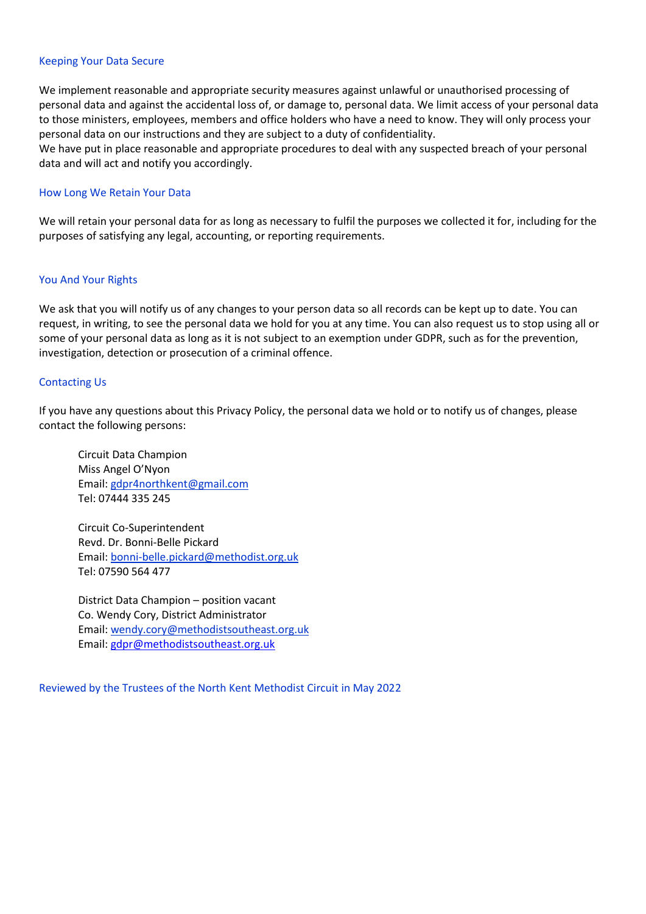## Keeping Your Data Secure

We implement reasonable and appropriate security measures against unlawful or unauthorised processing of personal data and against the accidental loss of, or damage to, personal data. We limit access of your personal data to those ministers, employees, members and office holders who have a need to know. They will only process your personal data on our instructions and they are subject to a duty of confidentiality.
We have put in place reasonable and appropriate procedures to deal with any suspected breach of your personal data and will act and notify you accordingly.

## How Long We Retain Your Data

We will retain your personal data for as long as necessary to fulfil the purposes we collected it for, including for the purposes of satisfying any legal, accounting, or reporting requirements.

## You And Your Rights

We ask that you will notify us of any changes to your person data so all records can be kept up to date. You can request, in writing, to see the personal data we hold for you at any time. You can also request us to stop using all or some of your personal data as long as it is not subject to an exemption under GDPR, such as for the prevention, investigation, detection or prosecution of a criminal offence.

## Contacting Us

If you have any questions about this Privacy Policy, the personal data we hold or to notify us of changes, please contact the following persons:

Circuit Data Champion
Miss Angel O'Nyon
Email: gdpr4northkent@gmail.com
Tel: 07444 335 245

Circuit Co-Superintendent
Revd. Dr. Bonni-Belle Pickard
Email: bonni-belle.pickard@methodist.org.uk
Tel: 07590 564 477

District Data Champion – position vacant
Co. Wendy Cory, District Administrator
Email: wendy.cory@methodistsoutheast.org.uk
Email: gdpr@methodistsoutheast.org.uk

Reviewed by the Trustees of the North Kent Methodist Circuit in May 2022